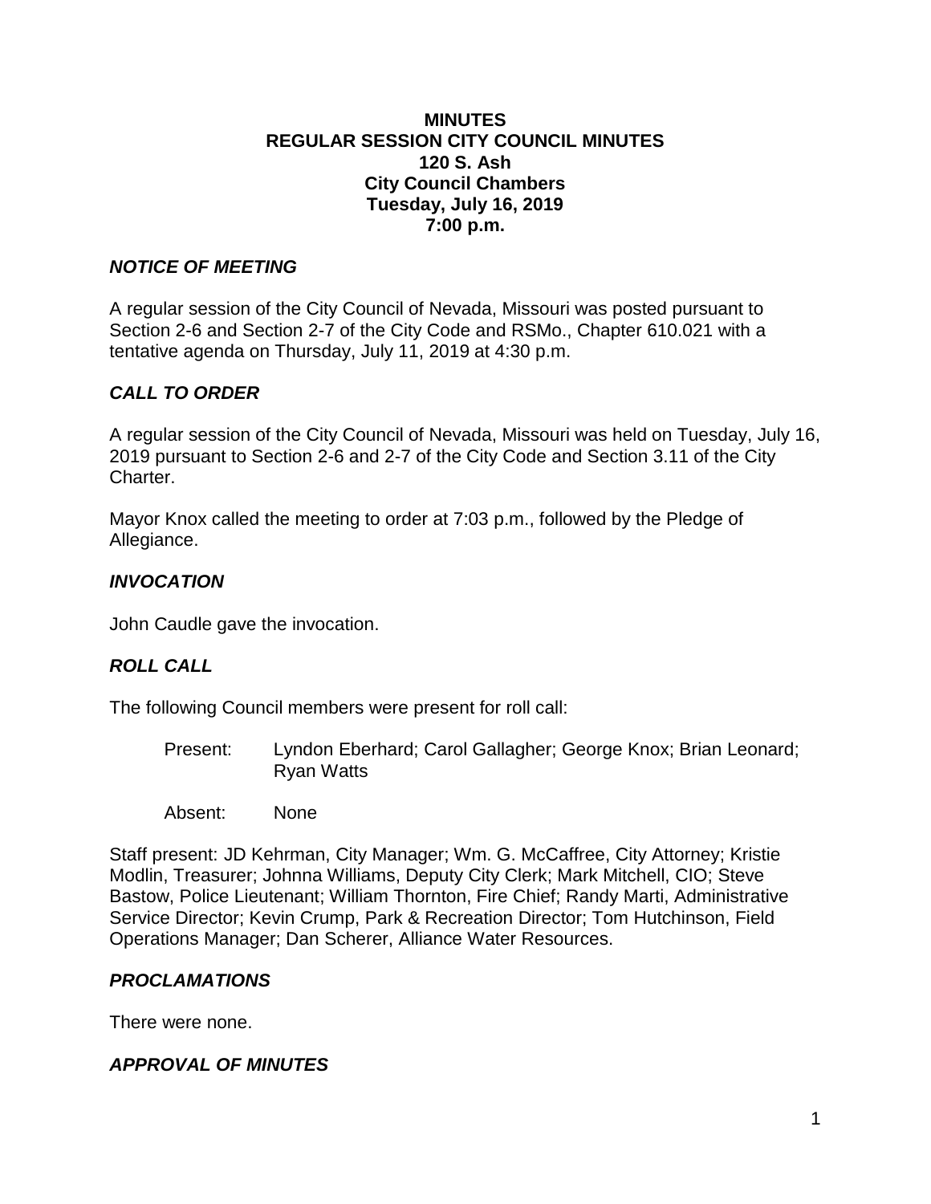**MINUTES**
**REGULAR SESSION CITY COUNCIL MINUTES**
**120 S. Ash**
**City Council Chambers**
**Tuesday, July 16, 2019**
**7:00 p.m.**

## *NOTICE OF MEETING*

A regular session of the City Council of Nevada, Missouri was posted pursuant to Section 2-6 and Section 2-7 of the City Code and RSMo., Chapter 610.021 with a tentative agenda on Thursday, July 11, 2019 at 4:30 p.m.

## *CALL TO ORDER*

A regular session of the City Council of Nevada, Missouri was held on Tuesday, July 16, 2019 pursuant to Section 2-6 and 2-7 of the City Code and Section 3.11 of the City Charter.

Mayor Knox called the meeting to order at 7:03 p.m., followed by the Pledge of Allegiance.

## *INVOCATION*

John Caudle gave the invocation.

## *ROLL CALL*

The following Council members were present for roll call:

Present: Lyndon Eberhard; Carol Gallagher; George Knox; Brian Leonard; Ryan Watts

Absent: None

Staff present: JD Kehrman, City Manager; Wm. G. McCaffree, City Attorney; Kristie Modlin, Treasurer; Johnna Williams, Deputy City Clerk; Mark Mitchell, CIO; Steve Bastow, Police Lieutenant; William Thornton, Fire Chief; Randy Marti, Administrative Service Director; Kevin Crump, Park & Recreation Director; Tom Hutchinson, Field Operations Manager; Dan Scherer, Alliance Water Resources.

## *PROCLAMATIONS*

There were none.

## *APPROVAL OF MINUTES*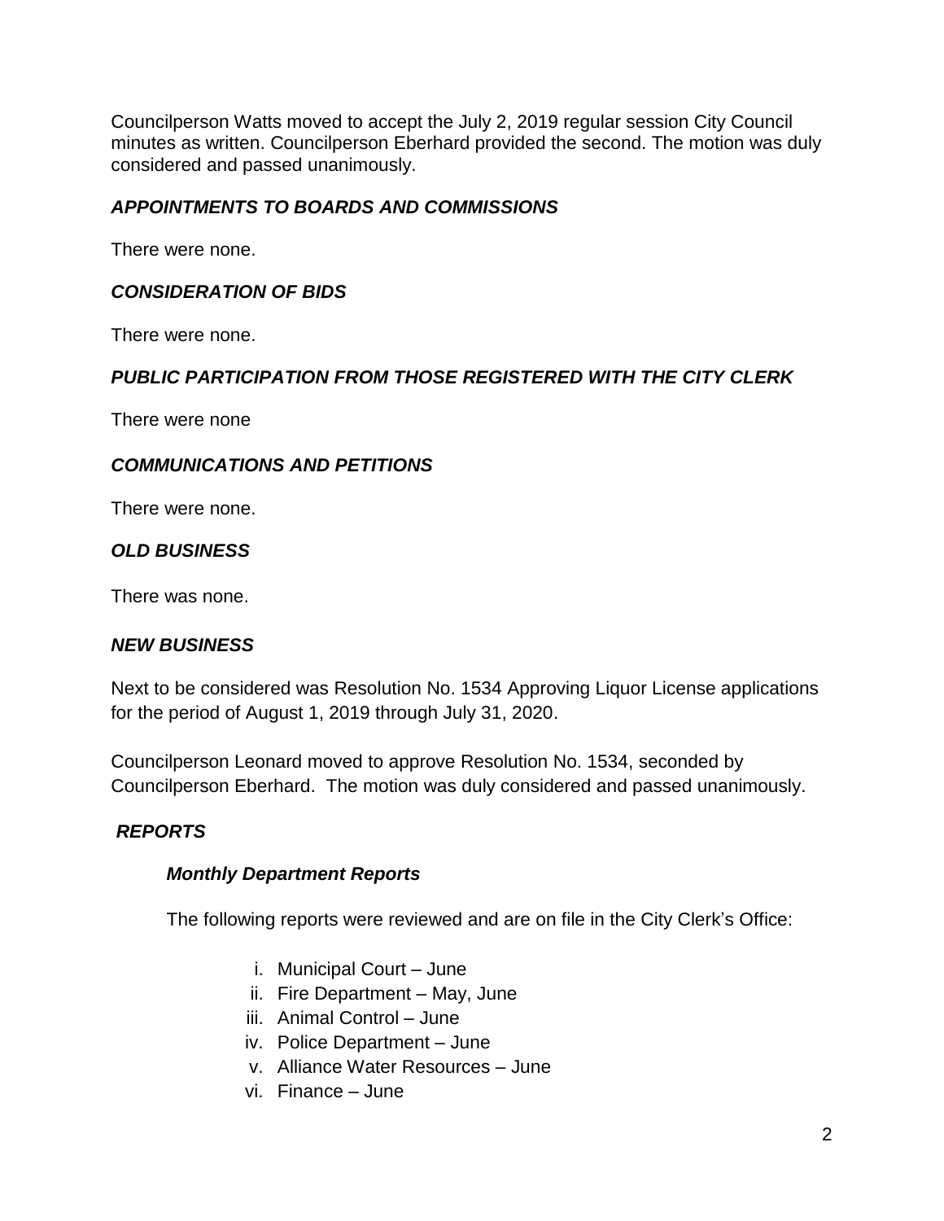Councilperson Watts moved to accept the July 2, 2019 regular session City Council minutes as written. Councilperson Eberhard provided the second. The motion was duly considered and passed unanimously.

### *APPOINTMENTS TO BOARDS AND COMMISSIONS*

There were none.

### *CONSIDERATION OF BIDS*

There were none.

### *PUBLIC PARTICIPATION FROM THOSE REGISTERED WITH THE CITY CLERK*

There were none

### *COMMUNICATIONS AND PETITIONS*

There were none.

### *OLD BUSINESS*

There was none.

### *NEW BUSINESS*

Next to be considered was Resolution No. 1534 Approving Liquor License applications for the period of August 1, 2019 through July 31, 2020.

Councilperson Leonard moved to approve Resolution No. 1534, seconded by Councilperson Eberhard. The motion was duly considered and passed unanimously.

### *REPORTS*

#### *Monthly Department Reports*

The following reports were reviewed and are on file in the City Clerk's Office:

i. Municipal Court – June
ii. Fire Department – May, June
iii. Animal Control – June
iv. Police Department – June
v. Alliance Water Resources – June
vi. Finance – June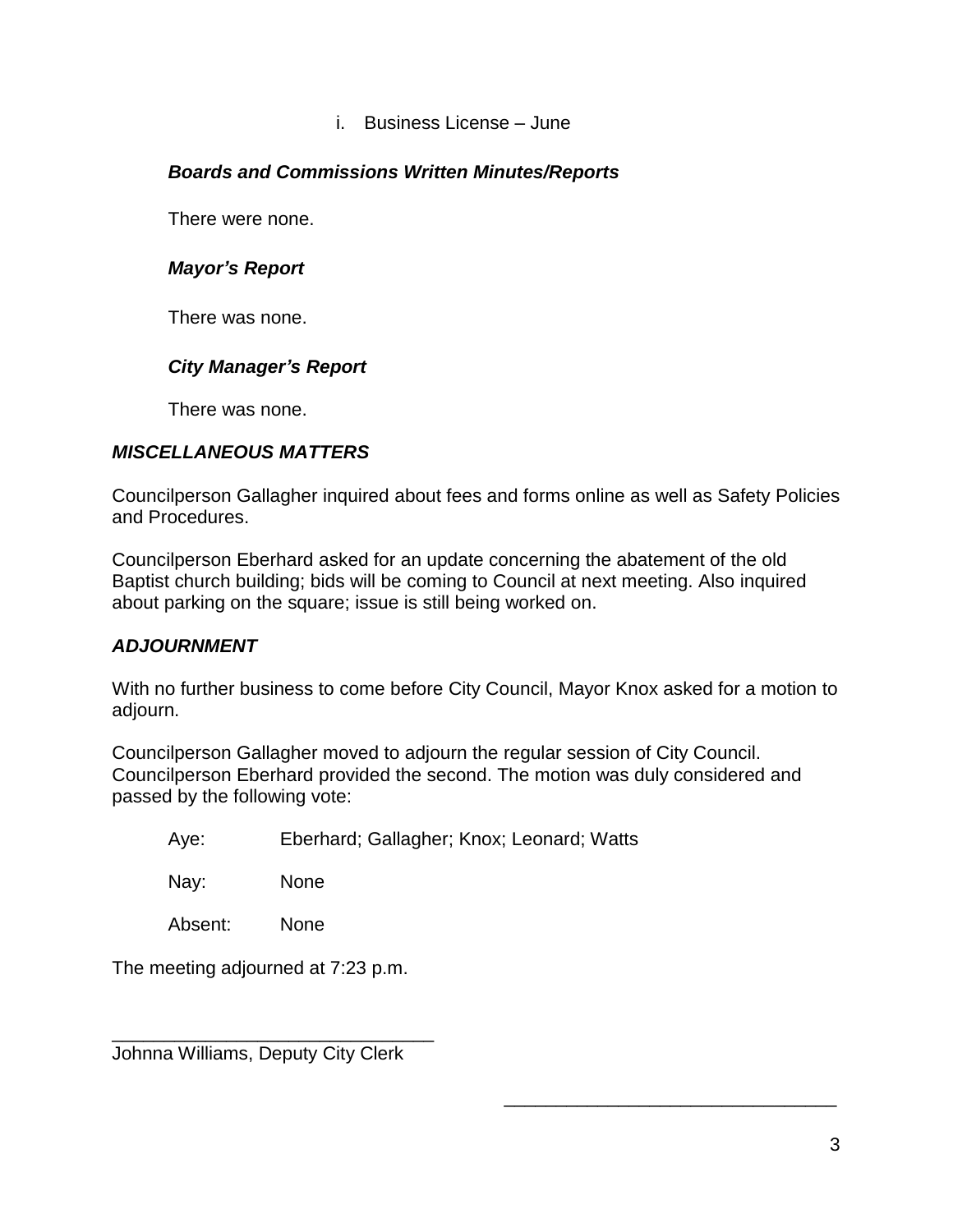i. Business License – June

***Boards and Commissions Written Minutes/Reports***

There were none.

***Mayor's Report***

There was none.

***City Manager's Report***

There was none.

## ***MISCELLANEOUS MATTERS***

Councilperson Gallagher inquired about fees and forms online as well as Safety Policies and Procedures.

Councilperson Eberhard asked for an update concerning the abatement of the old Baptist church building; bids will be coming to Council at next meeting. Also inquired about parking on the square; issue is still being worked on.

## ***ADJOURNMENT***

With no further business to come before City Council, Mayor Knox asked for a motion to adjourn.

Councilperson Gallagher moved to adjourn the regular session of City Council. Councilperson Eberhard provided the second. The motion was duly considered and passed by the following vote:

Aye: Eberhard; Gallagher; Knox; Leonard; Watts

Nay: None

Absent: None

The meeting adjourned at 7:23 p.m.

\_\_\_\_\_\_\_\_\_\_\_\_\_\_\_\_\_\_\_\_\_\_\_\_\_\_\_\_\_\_\_\_
Johnna Williams, Deputy City Clerk

\_\_\_\_\_\_\_\_\_\_\_\_\_\_\_\_\_\_\_\_\_\_\_\_\_\_\_\_\_\_\_\_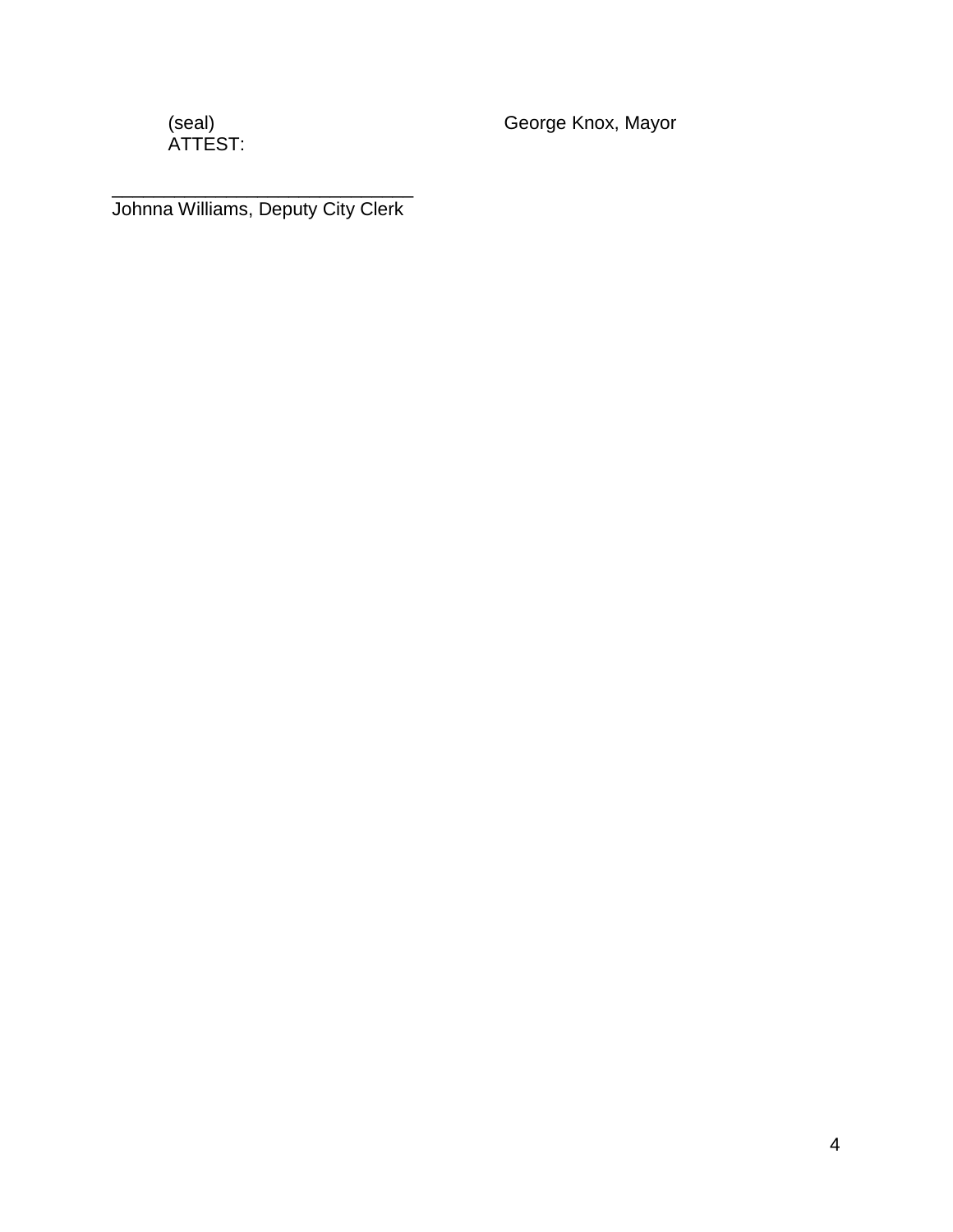(seal) George Knox, Mayor

ATTEST:

______________________________

Johnna Williams, Deputy City Clerk